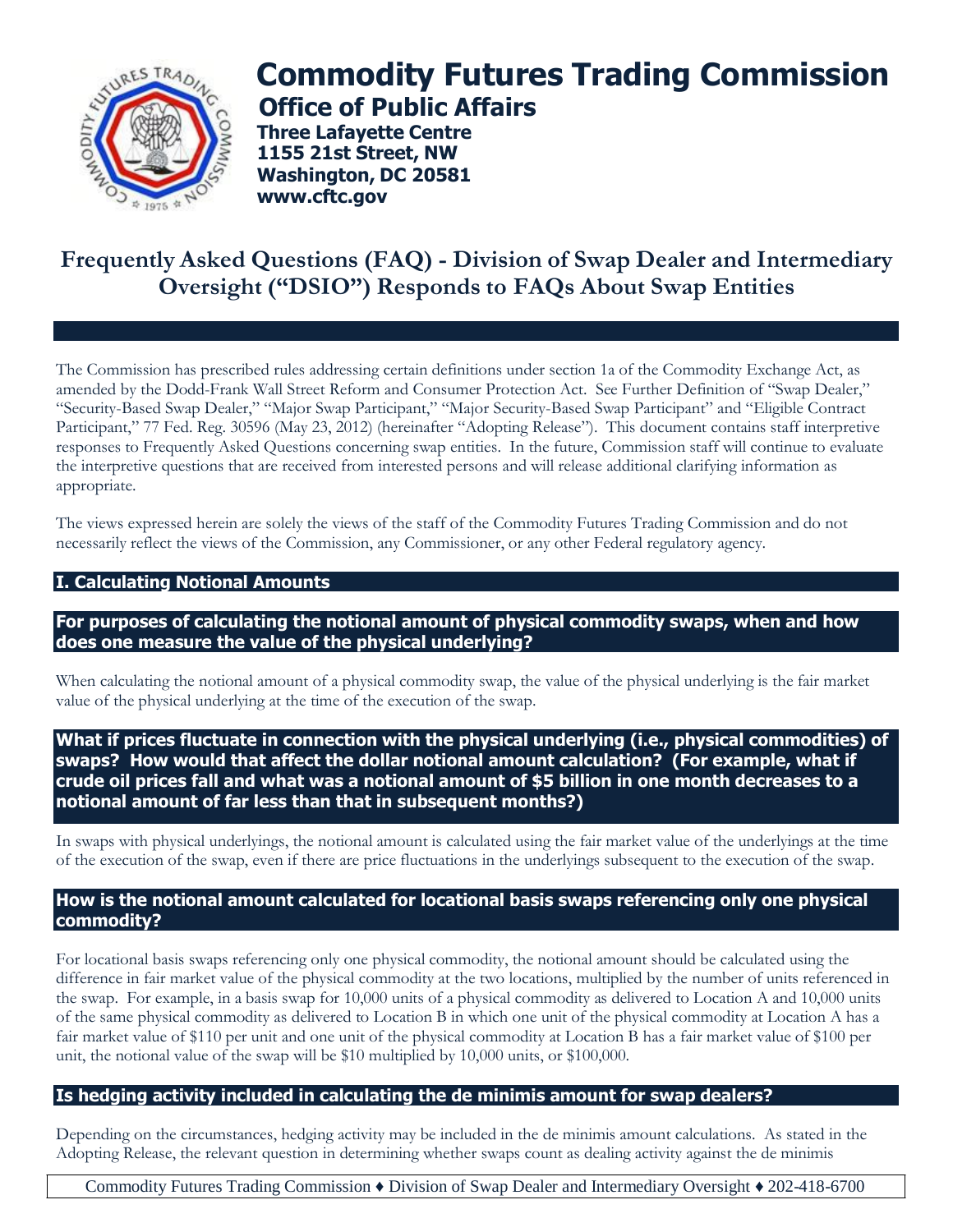# Commodity Futures Trading Commission

## Office of Public Affairs

**Three Lafayette Centre**
**1155 21st Street, NW**
**Washington, DC 20581**
**www.cftc.gov**

## Frequently Asked Questions (FAQ) - Division of Swap Dealer and Intermediary Oversight ("DSIO") Responds to FAQs About Swap Entities

The Commission has prescribed rules addressing certain definitions under section 1a of the Commodity Exchange Act, as amended by the Dodd-Frank Wall Street Reform and Consumer Protection Act. See Further Definition of "Swap Dealer," "Security-Based Swap Dealer," "Major Swap Participant," "Major Security-Based Swap Participant" and "Eligible Contract Participant," 77 Fed. Reg. 30596 (May 23, 2012) (hereinafter "Adopting Release"). This document contains staff interpretive responses to Frequently Asked Questions concerning swap entities. In the future, Commission staff will continue to evaluate the interpretive questions that are received from interested persons and will release additional clarifying information as appropriate.

The views expressed herein are solely the views of the staff of the Commodity Futures Trading Commission and do not necessarily reflect the views of the Commission, any Commissioner, or any other Federal regulatory agency.

### I. Calculating Notional Amounts

#### For purposes of calculating the notional amount of physical commodity swaps, when and how does one measure the value of the physical underlying?

When calculating the notional amount of a physical commodity swap, the value of the physical underlying is the fair market value of the physical underlying at the time of the execution of the swap.

#### What if prices fluctuate in connection with the physical underlying (i.e., physical commodities) of swaps? How would that affect the dollar notional amount calculation? (For example, what if crude oil prices fall and what was a notional amount of $5 billion in one month decreases to a notional amount of far less than that in subsequent months?)

In swaps with physical underlyings, the notional amount is calculated using the fair market value of the underlyings at the time of the execution of the swap, even if there are price fluctuations in the underlyings subsequent to the execution of the swap.

#### How is the notional amount calculated for locational basis swaps referencing only one physical commodity?

For locational basis swaps referencing only one physical commodity, the notional amount should be calculated using the difference in fair market value of the physical commodity at the two locations, multiplied by the number of units referenced in the swap. For example, in a basis swap for 10,000 units of a physical commodity as delivered to Location A and 10,000 units of the same physical commodity as delivered to Location B in which one unit of the physical commodity at Location A has a fair market value of $110 per unit and one unit of the physical commodity at Location B has a fair market value of $100 per unit, the notional value of the swap will be $10 multiplied by 10,000 units, or $100,000.

#### Is hedging activity included in calculating the de minimis amount for swap dealers?

Depending on the circumstances, hedging activity may be included in the de minimis amount calculations. As stated in the Adopting Release, the relevant question in determining whether swaps count as dealing activity against the de minimis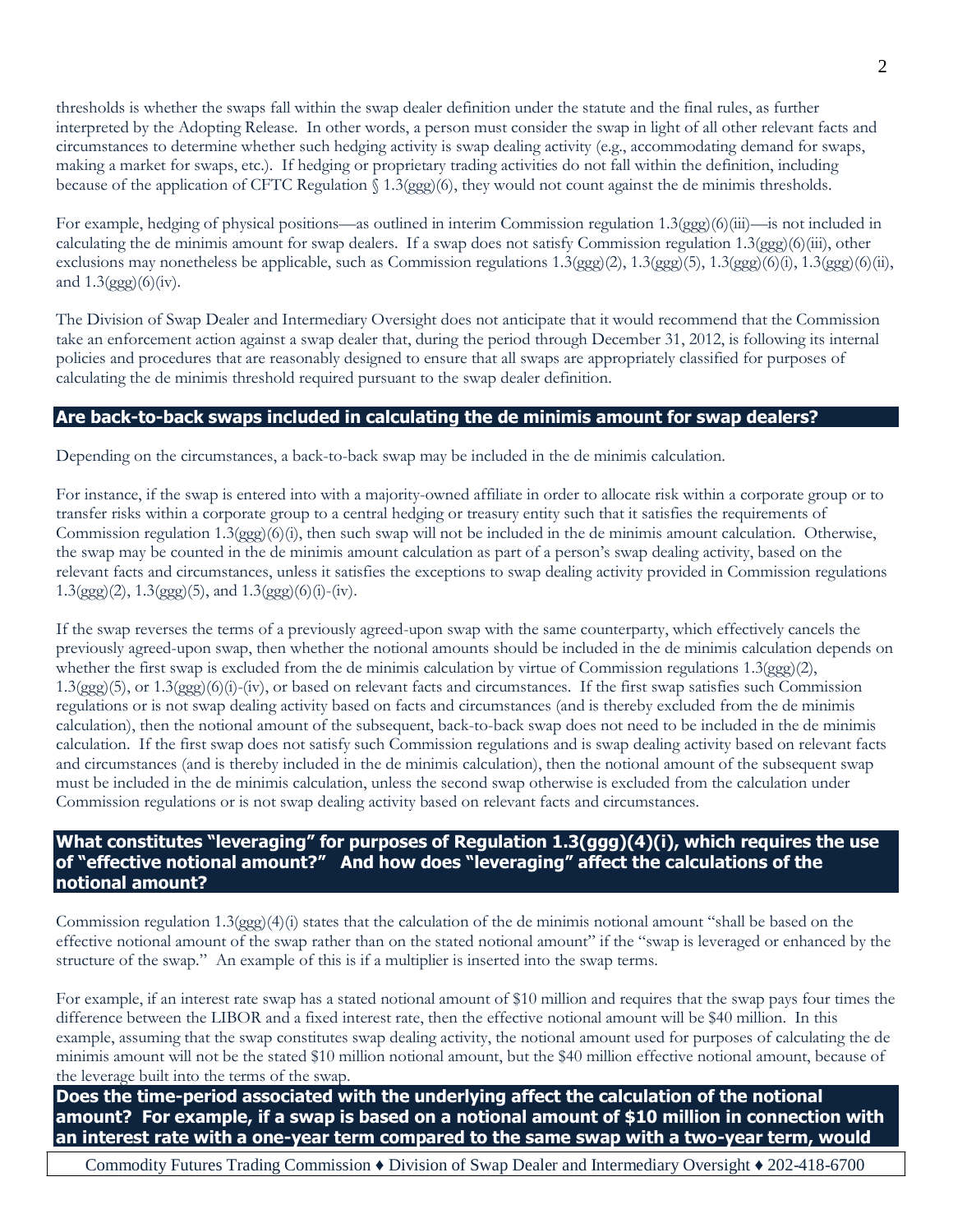thresholds is whether the swaps fall within the swap dealer definition under the statute and the final rules, as further interpreted by the Adopting Release. In other words, a person must consider the swap in light of all other relevant facts and circumstances to determine whether such hedging activity is swap dealing activity (e.g., accommodating demand for swaps, making a market for swaps, etc.). If hedging or proprietary trading activities do not fall within the definition, including because of the application of CFTC Regulation § 1.3(ggg)(6), they would not count against the de minimis thresholds.

For example, hedging of physical positions—as outlined in interim Commission regulation 1.3(ggg)(6)(iii)—is not included in calculating the de minimis amount for swap dealers. If a swap does not satisfy Commission regulation 1.3(ggg)(6)(iii), other exclusions may nonetheless be applicable, such as Commission regulations 1.3(ggg)(2), 1.3(ggg)(5), 1.3(ggg)(6)(i), 1.3(ggg)(6)(ii), and 1.3(ggg)(6)(iv).

The Division of Swap Dealer and Intermediary Oversight does not anticipate that it would recommend that the Commission take an enforcement action against a swap dealer that, during the period through December 31, 2012, is following its internal policies and procedures that are reasonably designed to ensure that all swaps are appropriately classified for purposes of calculating the de minimis threshold required pursuant to the swap dealer definition.

## Are back-to-back swaps included in calculating the de minimis amount for swap dealers?

Depending on the circumstances, a back-to-back swap may be included in the de minimis calculation.

For instance, if the swap is entered into with a majority-owned affiliate in order to allocate risk within a corporate group or to transfer risks within a corporate group to a central hedging or treasury entity such that it satisfies the requirements of Commission regulation 1.3(ggg)(6)(i), then such swap will not be included in the de minimis amount calculation. Otherwise, the swap may be counted in the de minimis amount calculation as part of a person's swap dealing activity, based on the relevant facts and circumstances, unless it satisfies the exceptions to swap dealing activity provided in Commission regulations 1.3(ggg)(2), 1.3(ggg)(5), and 1.3(ggg)(6)(i)-(iv).

If the swap reverses the terms of a previously agreed-upon swap with the same counterparty, which effectively cancels the previously agreed-upon swap, then whether the notional amounts should be included in the de minimis calculation depends on whether the first swap is excluded from the de minimis calculation by virtue of Commission regulations 1.3(ggg)(2), 1.3(ggg)(5), or 1.3(ggg)(6)(i)-(iv), or based on relevant facts and circumstances. If the first swap satisfies such Commission regulations or is not swap dealing activity based on facts and circumstances (and is thereby excluded from the de minimis calculation), then the notional amount of the subsequent, back-to-back swap does not need to be included in the de minimis calculation. If the first swap does not satisfy such Commission regulations and is swap dealing activity based on relevant facts and circumstances (and is thereby included in the de minimis calculation), then the notional amount of the subsequent swap must be included in the de minimis calculation, unless the second swap otherwise is excluded from the calculation under Commission regulations or is not swap dealing activity based on relevant facts and circumstances.

## What constitutes "leveraging" for purposes of Regulation 1.3(ggg)(4)(i), which requires the use of "effective notional amount?" And how does "leveraging" affect the calculations of the notional amount?

Commission regulation 1.3(ggg)(4)(i) states that the calculation of the de minimis notional amount "shall be based on the effective notional amount of the swap rather than on the stated notional amount" if the "swap is leveraged or enhanced by the structure of the swap." An example of this is if a multiplier is inserted into the swap terms.

For example, if an interest rate swap has a stated notional amount of $10 million and requires that the swap pays four times the difference between the LIBOR and a fixed interest rate, then the effective notional amount will be $40 million. In this example, assuming that the swap constitutes swap dealing activity, the notional amount used for purposes of calculating the de minimis amount will not be the stated $10 million notional amount, but the $40 million effective notional amount, because of the leverage built into the terms of the swap.

## Does the time-period associated with the underlying affect the calculation of the notional amount? For example, if a swap is based on a notional amount of $10 million in connection with an interest rate with a one-year term compared to the same swap with a two-year term, would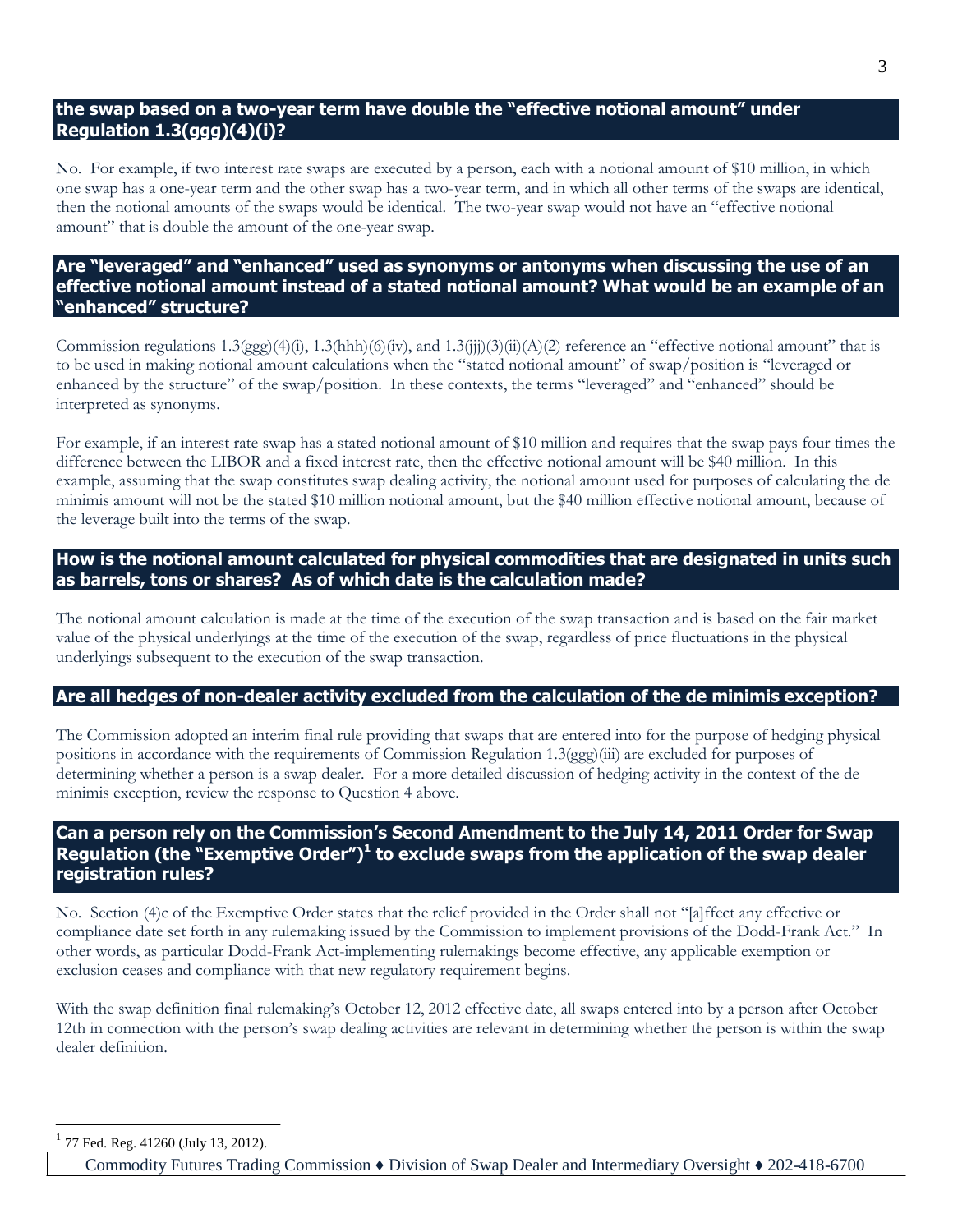### the swap based on a two-year term have double the "effective notional amount" under Regulation 1.3(ggg)(4)(i)?

No. For example, if two interest rate swaps are executed by a person, each with a notional amount of $10 million, in which one swap has a one-year term and the other swap has a two-year term, and in which all other terms of the swaps are identical, then the notional amounts of the swaps would be identical. The two-year swap would not have an "effective notional amount" that is double the amount of the one-year swap.

### Are "leveraged" and "enhanced" used as synonyms or antonyms when discussing the use of an effective notional amount instead of a stated notional amount? What would be an example of an "enhanced" structure?

Commission regulations 1.3(ggg)(4)(i), 1.3(hhh)(6)(iv), and 1.3(jjj)(3)(ii)(A)(2) reference an "effective notional amount" that is to be used in making notional amount calculations when the "stated notional amount" of swap/position is "leveraged or enhanced by the structure" of the swap/position. In these contexts, the terms "leveraged" and "enhanced" should be interpreted as synonyms.

For example, if an interest rate swap has a stated notional amount of $10 million and requires that the swap pays four times the difference between the LIBOR and a fixed interest rate, then the effective notional amount will be $40 million. In this example, assuming that the swap constitutes swap dealing activity, the notional amount used for purposes of calculating the de minimis amount will not be the stated $10 million notional amount, but the $40 million effective notional amount, because of the leverage built into the terms of the swap.

### How is the notional amount calculated for physical commodities that are designated in units such as barrels, tons or shares? As of which date is the calculation made?

The notional amount calculation is made at the time of the execution of the swap transaction and is based on the fair market value of the physical underlyings at the time of the execution of the swap, regardless of price fluctuations in the physical underlyings subsequent to the execution of the swap transaction.

### Are all hedges of non-dealer activity excluded from the calculation of the de minimis exception?

The Commission adopted an interim final rule providing that swaps that are entered into for the purpose of hedging physical positions in accordance with the requirements of Commission Regulation 1.3(ggg)(iii) are excluded for purposes of determining whether a person is a swap dealer. For a more detailed discussion of hedging activity in the context of the de minimis exception, review the response to Question 4 above.

### Can a person rely on the Commission's Second Amendment to the July 14, 2011 Order for Swap Regulation (the "Exemptive Order")[1] to exclude swaps from the application of the swap dealer registration rules?

No. Section (4)c of the Exemptive Order states that the relief provided in the Order shall not "[a]ffect any effective or compliance date set forth in any rulemaking issued by the Commission to implement provisions of the Dodd-Frank Act." In other words, as particular Dodd-Frank Act-implementing rulemakings become effective, any applicable exemption or exclusion ceases and compliance with that new regulatory requirement begins.

With the swap definition final rulemaking's October 12, 2012 effective date, all swaps entered into by a person after October 12th in connection with the person's swap dealing activities are relevant in determining whether the person is within the swap dealer definition.

[1] 77 Fed. Reg. 41260 (July 13, 2012).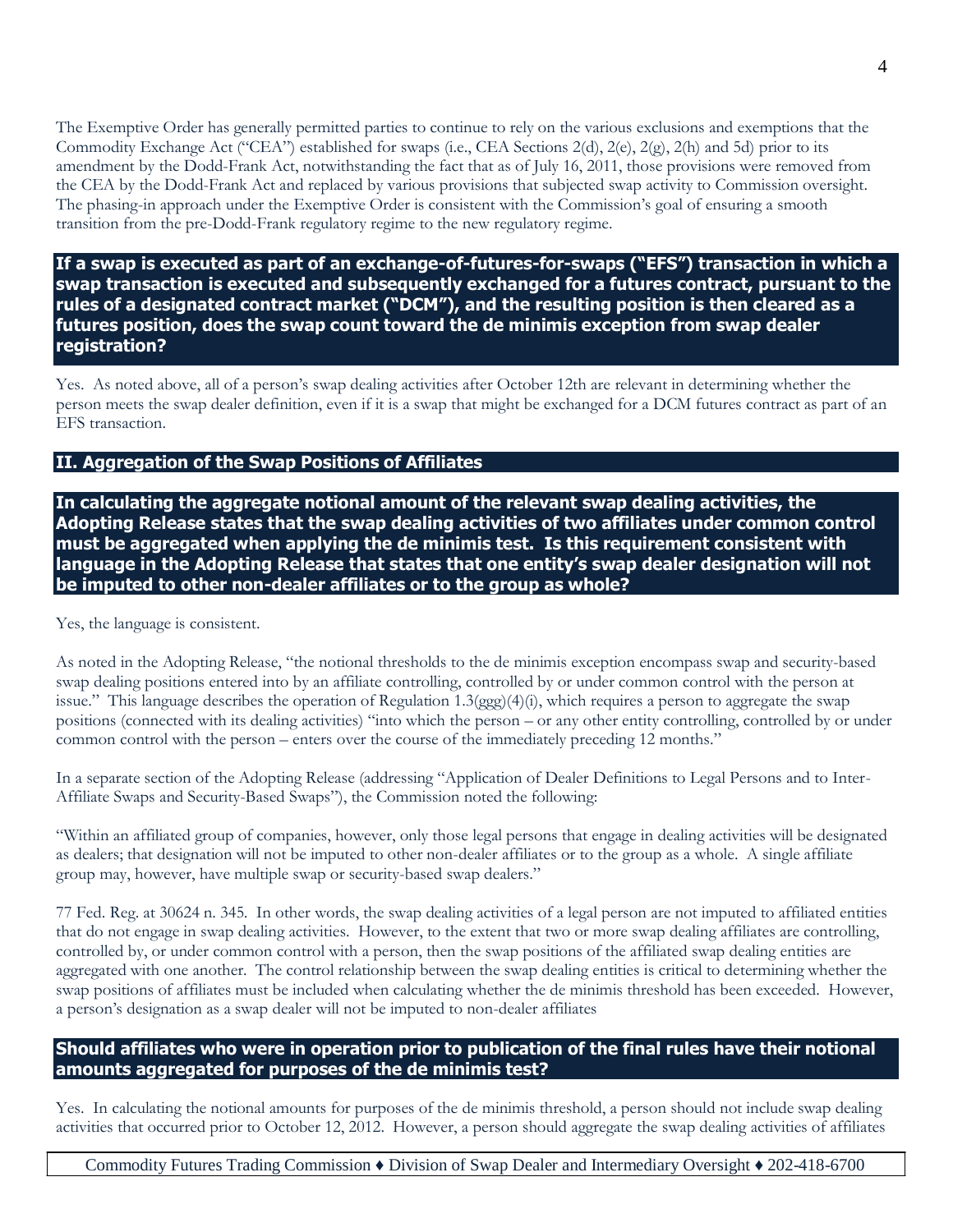The Exemptive Order has generally permitted parties to continue to rely on the various exclusions and exemptions that the Commodity Exchange Act ("CEA") established for swaps (i.e., CEA Sections 2(d), 2(e), 2(g), 2(h) and 5d) prior to its amendment by the Dodd-Frank Act, notwithstanding the fact that as of July 16, 2011, those provisions were removed from the CEA by the Dodd-Frank Act and replaced by various provisions that subjected swap activity to Commission oversight. The phasing-in approach under the Exemptive Order is consistent with the Commission's goal of ensuring a smooth transition from the pre-Dodd-Frank regulatory regime to the new regulatory regime.

**If a swap is executed as part of an exchange-of-futures-for-swaps ("EFS") transaction in which a swap transaction is executed and subsequently exchanged for a futures contract, pursuant to the rules of a designated contract market ("DCM"), and the resulting position is then cleared as a futures position, does the swap count toward the de minimis exception from swap dealer registration?**

Yes. As noted above, all of a person's swap dealing activities after October 12th are relevant in determining whether the person meets the swap dealer definition, even if it is a swap that might be exchanged for a DCM futures contract as part of an EFS transaction.

## II. Aggregation of the Swap Positions of Affiliates

**In calculating the aggregate notional amount of the relevant swap dealing activities, the Adopting Release states that the swap dealing activities of two affiliates under common control must be aggregated when applying the de minimis test. Is this requirement consistent with language in the Adopting Release that states that one entity's swap dealer designation will not be imputed to other non-dealer affiliates or to the group as whole?**

Yes, the language is consistent.

As noted in the Adopting Release, "the notional thresholds to the de minimis exception encompass swap and security-based swap dealing positions entered into by an affiliate controlling, controlled by or under common control with the person at issue." This language describes the operation of Regulation 1.3(ggg)(4)(i), which requires a person to aggregate the swap positions (connected with its dealing activities) "into which the person – or any other entity controlling, controlled by or under common control with the person – enters over the course of the immediately preceding 12 months."

In a separate section of the Adopting Release (addressing "Application of Dealer Definitions to Legal Persons and to Inter-Affiliate Swaps and Security-Based Swaps"), the Commission noted the following:

"Within an affiliated group of companies, however, only those legal persons that engage in dealing activities will be designated as dealers; that designation will not be imputed to other non-dealer affiliates or to the group as a whole. A single affiliate group may, however, have multiple swap or security-based swap dealers."

77 Fed. Reg. at 30624 n. 345. In other words, the swap dealing activities of a legal person are not imputed to affiliated entities that do not engage in swap dealing activities. However, to the extent that two or more swap dealing affiliates are controlling, controlled by, or under common control with a person, then the swap positions of the affiliated swap dealing entities are aggregated with one another. The control relationship between the swap dealing entities is critical to determining whether the swap positions of affiliates must be included when calculating whether the de minimis threshold has been exceeded. However, a person's designation as a swap dealer will not be imputed to non-dealer affiliates

**Should affiliates who were in operation prior to publication of the final rules have their notional amounts aggregated for purposes of the de minimis test?**

Yes. In calculating the notional amounts for purposes of the de minimis threshold, a person should not include swap dealing activities that occurred prior to October 12, 2012. However, a person should aggregate the swap dealing activities of affiliates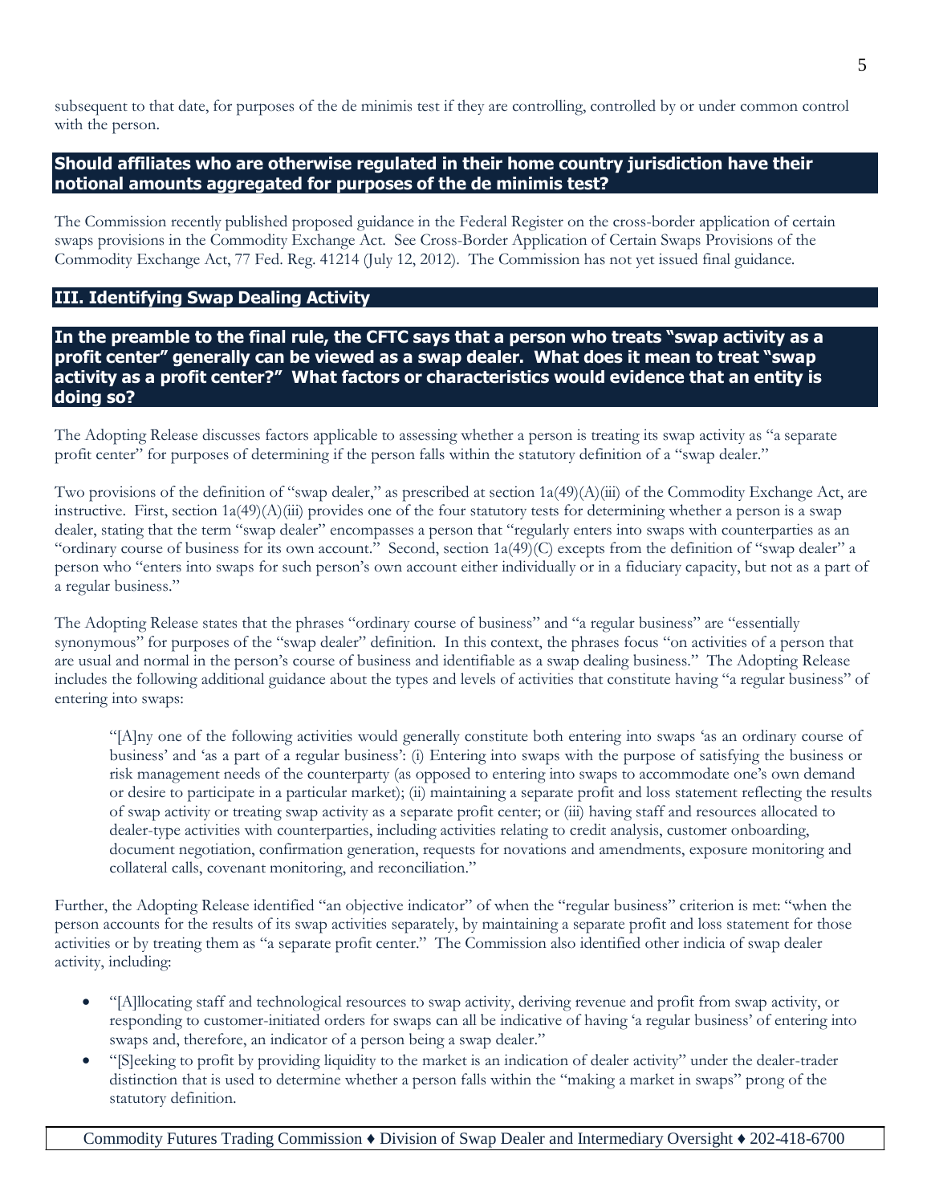subsequent to that date, for purposes of the de minimis test if they are controlling, controlled by or under common control with the person.

### Should affiliates who are otherwise regulated in their home country jurisdiction have their notional amounts aggregated for purposes of the de minimis test?

The Commission recently published proposed guidance in the Federal Register on the cross-border application of certain swaps provisions in the Commodity Exchange Act. See Cross-Border Application of Certain Swaps Provisions of the Commodity Exchange Act, 77 Fed. Reg. 41214 (July 12, 2012). The Commission has not yet issued final guidance.

## III. Identifying Swap Dealing Activity

### In the preamble to the final rule, the CFTC says that a person who treats "swap activity as a profit center" generally can be viewed as a swap dealer. What does it mean to treat "swap activity as a profit center?" What factors or characteristics would evidence that an entity is doing so?

The Adopting Release discusses factors applicable to assessing whether a person is treating its swap activity as "a separate profit center" for purposes of determining if the person falls within the statutory definition of a "swap dealer."

Two provisions of the definition of "swap dealer," as prescribed at section 1a(49)(A)(iii) of the Commodity Exchange Act, are instructive. First, section 1a(49)(A)(iii) provides one of the four statutory tests for determining whether a person is a swap dealer, stating that the term "swap dealer" encompasses a person that "regularly enters into swaps with counterparties as an "ordinary course of business for its own account." Second, section 1a(49)(C) excepts from the definition of "swap dealer" a person who "enters into swaps for such person's own account either individually or in a fiduciary capacity, but not as a part of a regular business."

The Adopting Release states that the phrases "ordinary course of business" and "a regular business" are "essentially synonymous" for purposes of the "swap dealer" definition. In this context, the phrases focus "on activities of a person that are usual and normal in the person's course of business and identifiable as a swap dealing business." The Adopting Release includes the following additional guidance about the types and levels of activities that constitute having "a regular business" of entering into swaps:

> "[A]ny one of the following activities would generally constitute both entering into swaps 'as an ordinary course of business' and 'as a part of a regular business': (i) Entering into swaps with the purpose of satisfying the business or risk management needs of the counterparty (as opposed to entering into swaps to accommodate one's own demand or desire to participate in a particular market); (ii) maintaining a separate profit and loss statement reflecting the results of swap activity or treating swap activity as a separate profit center; or (iii) having staff and resources allocated to dealer-type activities with counterparties, including activities relating to credit analysis, customer onboarding, document negotiation, confirmation generation, requests for novations and amendments, exposure monitoring and collateral calls, covenant monitoring, and reconciliation."

Further, the Adopting Release identified "an objective indicator" of when the "regular business" criterion is met: "when the person accounts for the results of its swap activities separately, by maintaining a separate profit and loss statement for those activities or by treating them as "a separate profit center." The Commission also identified other indicia of swap dealer activity, including:

- "[A]llocating staff and technological resources to swap activity, deriving revenue and profit from swap activity, or responding to customer-initiated orders for swaps can all be indicative of having 'a regular business' of entering into swaps and, therefore, an indicator of a person being a swap dealer."
- "[S]eeking to profit by providing liquidity to the market is an indication of dealer activity" under the dealer-trader distinction that is used to determine whether a person falls within the "making a market in swaps" prong of the statutory definition.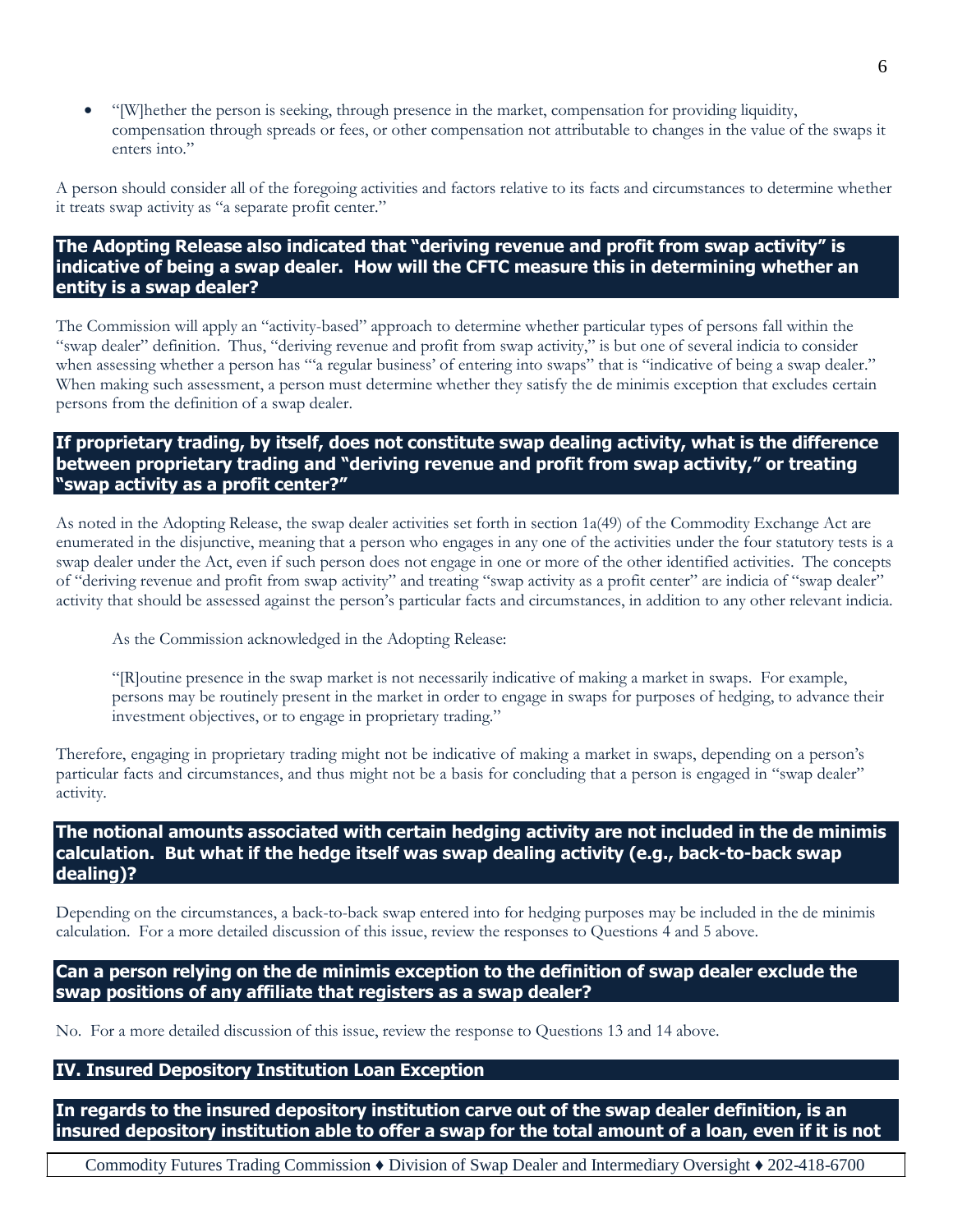- "[W]hether the person is seeking, through presence in the market, compensation for providing liquidity, compensation through spreads or fees, or other compensation not attributable to changes in the value of the swaps it enters into."

A person should consider all of the foregoing activities and factors relative to its facts and circumstances to determine whether it treats swap activity as "a separate profit center."

### The Adopting Release also indicated that "deriving revenue and profit from swap activity" is indicative of being a swap dealer. How will the CFTC measure this in determining whether an entity is a swap dealer?

The Commission will apply an "activity-based" approach to determine whether particular types of persons fall within the "swap dealer" definition. Thus, "deriving revenue and profit from swap activity," is but one of several indicia to consider when assessing whether a person has "'a regular business' of entering into swaps" that is "indicative of being a swap dealer." When making such assessment, a person must determine whether they satisfy the de minimis exception that excludes certain persons from the definition of a swap dealer.

### If proprietary trading, by itself, does not constitute swap dealing activity, what is the difference between proprietary trading and "deriving revenue and profit from swap activity," or treating "swap activity as a profit center?"

As noted in the Adopting Release, the swap dealer activities set forth in section 1a(49) of the Commodity Exchange Act are enumerated in the disjunctive, meaning that a person who engages in any one of the activities under the four statutory tests is a swap dealer under the Act, even if such person does not engage in one or more of the other identified activities. The concepts of "deriving revenue and profit from swap activity" and treating "swap activity as a profit center" are indicia of "swap dealer" activity that should be assessed against the person's particular facts and circumstances, in addition to any other relevant indicia.

As the Commission acknowledged in the Adopting Release:

> "[R]outine presence in the swap market is not necessarily indicative of making a market in swaps. For example, persons may be routinely present in the market in order to engage in swaps for purposes of hedging, to advance their investment objectives, or to engage in proprietary trading."

Therefore, engaging in proprietary trading might not be indicative of making a market in swaps, depending on a person's particular facts and circumstances, and thus might not be a basis for concluding that a person is engaged in "swap dealer" activity.

### The notional amounts associated with certain hedging activity are not included in the de minimis calculation. But what if the hedge itself was swap dealing activity (e.g., back-to-back swap dealing)?

Depending on the circumstances, a back-to-back swap entered into for hedging purposes may be included in the de minimis calculation. For a more detailed discussion of this issue, review the responses to Questions 4 and 5 above.

### Can a person relying on the de minimis exception to the definition of swap dealer exclude the swap positions of any affiliate that registers as a swap dealer?

No. For a more detailed discussion of this issue, review the response to Questions 13 and 14 above.

## IV. Insured Depository Institution Loan Exception

### In regards to the insured depository institution carve out of the swap dealer definition, is an insured depository institution able to offer a swap for the total amount of a loan, even if it is not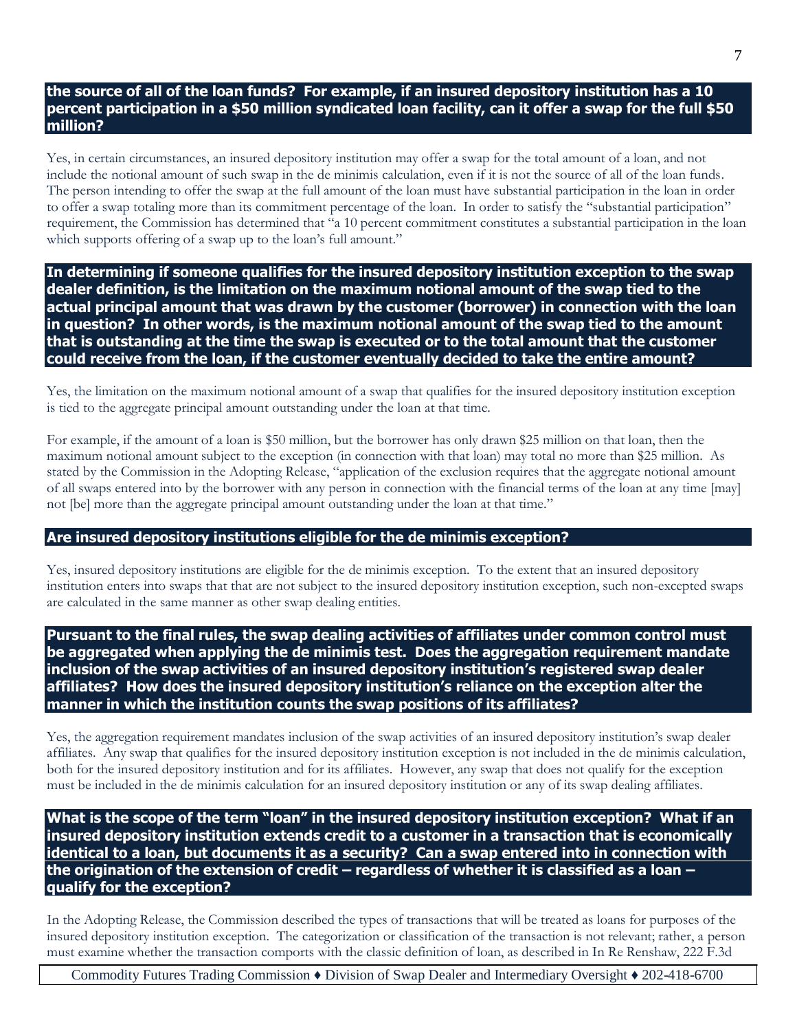**the source of all of the loan funds? For example, if an insured depository institution has a 10 percent participation in a $50 million syndicated loan facility, can it offer a swap for the full $50 million?**

Yes, in certain circumstances, an insured depository institution may offer a swap for the total amount of a loan, and not include the notional amount of such swap in the de minimis calculation, even if it is not the source of all of the loan funds. The person intending to offer the swap at the full amount of the loan must have substantial participation in the loan in order to offer a swap totaling more than its commitment percentage of the loan. In order to satisfy the "substantial participation" requirement, the Commission has determined that "a 10 percent commitment constitutes a substantial participation in the loan which supports offering of a swap up to the loan's full amount."

**In determining if someone qualifies for the insured depository institution exception to the swap dealer definition, is the limitation on the maximum notional amount of the swap tied to the actual principal amount that was drawn by the customer (borrower) in connection with the loan in question? In other words, is the maximum notional amount of the swap tied to the amount that is outstanding at the time the swap is executed or to the total amount that the customer could receive from the loan, if the customer eventually decided to take the entire amount?**

Yes, the limitation on the maximum notional amount of a swap that qualifies for the insured depository institution exception is tied to the aggregate principal amount outstanding under the loan at that time.

For example, if the amount of a loan is $50 million, but the borrower has only drawn $25 million on that loan, then the maximum notional amount subject to the exception (in connection with that loan) may total no more than $25 million. As stated by the Commission in the Adopting Release, "application of the exclusion requires that the aggregate notional amount of all swaps entered into by the borrower with any person in connection with the financial terms of the loan at any time [may] not [be] more than the aggregate principal amount outstanding under the loan at that time."

**Are insured depository institutions eligible for the de minimis exception?**

Yes, insured depository institutions are eligible for the de minimis exception. To the extent that an insured depository institution enters into swaps that that are not subject to the insured depository institution exception, such non-excepted swaps are calculated in the same manner as other swap dealing entities.

**Pursuant to the final rules, the swap dealing activities of affiliates under common control must be aggregated when applying the de minimis test. Does the aggregation requirement mandate inclusion of the swap activities of an insured depository institution's registered swap dealer affiliates? How does the insured depository institution's reliance on the exception alter the manner in which the institution counts the swap positions of its affiliates?**

Yes, the aggregation requirement mandates inclusion of the swap activities of an insured depository institution's swap dealer affiliates. Any swap that qualifies for the insured depository institution exception is not included in the de minimis calculation, both for the insured depository institution and for its affiliates. However, any swap that does not qualify for the exception must be included in the de minimis calculation for an insured depository institution or any of its swap dealing affiliates.

**What is the scope of the term "loan" in the insured depository institution exception? What if an insured depository institution extends credit to a customer in a transaction that is economically identical to a loan, but documents it as a security? Can a swap entered into in connection with the origination of the extension of credit – regardless of whether it is classified as a loan – qualify for the exception?**

In the Adopting Release, the Commission described the types of transactions that will be treated as loans for purposes of the insured depository institution exception. The categorization or classification of the transaction is not relevant; rather, a person must examine whether the transaction comports with the classic definition of loan, as described in In Re Renshaw, 222 F.3d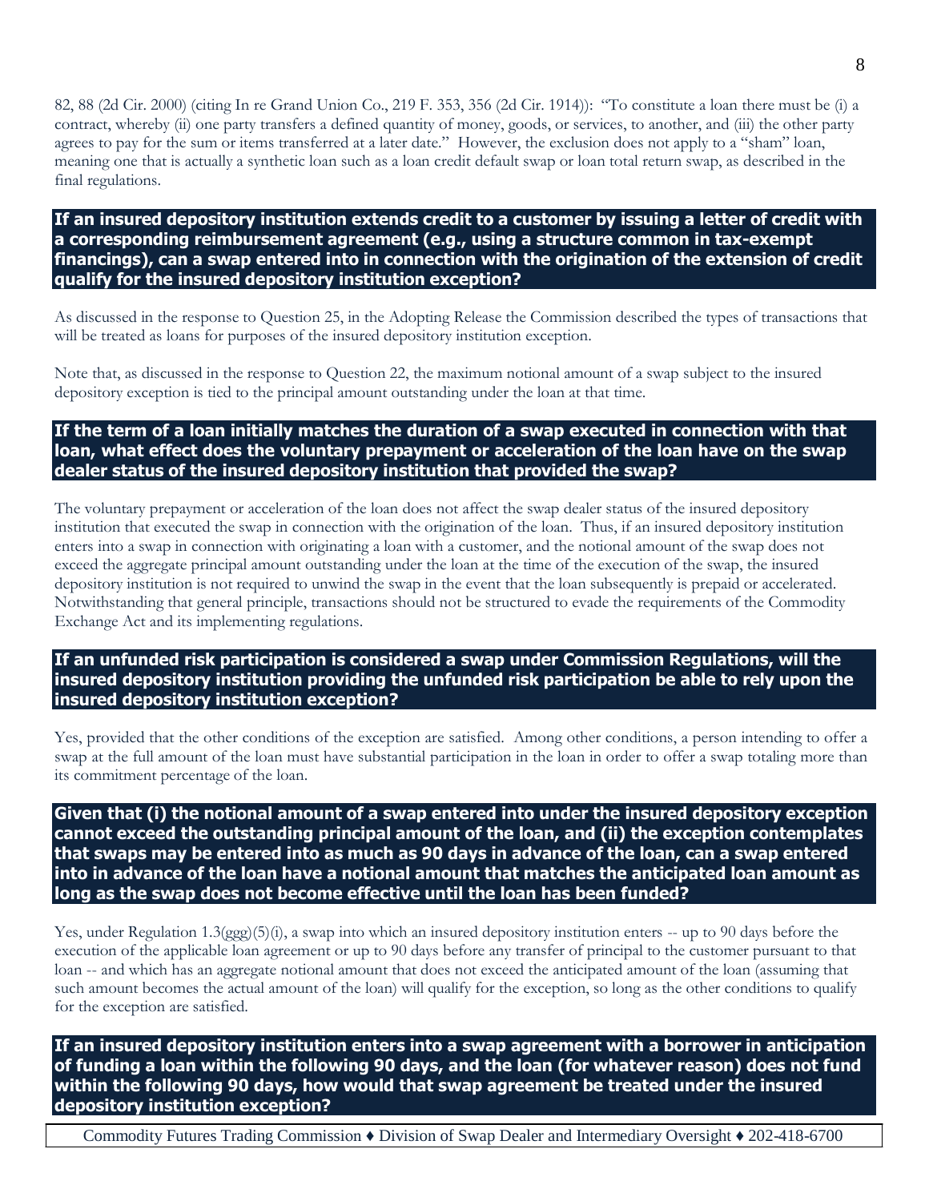82, 88 (2d Cir. 2000) (citing In re Grand Union Co., 219 F. 353, 356 (2d Cir. 1914)): "To constitute a loan there must be (i) a contract, whereby (ii) one party transfers a defined quantity of money, goods, or services, to another, and (iii) the other party agrees to pay for the sum or items transferred at a later date." However, the exclusion does not apply to a "sham" loan, meaning one that is actually a synthetic loan such as a loan credit default swap or loan total return swap, as described in the final regulations.

### If an insured depository institution extends credit to a customer by issuing a letter of credit with a corresponding reimbursement agreement (e.g., using a structure common in tax-exempt financings), can a swap entered into in connection with the origination of the extension of credit qualify for the insured depository institution exception?

As discussed in the response to Question 25, in the Adopting Release the Commission described the types of transactions that will be treated as loans for purposes of the insured depository institution exception.

Note that, as discussed in the response to Question 22, the maximum notional amount of a swap subject to the insured depository exception is tied to the principal amount outstanding under the loan at that time.

### If the term of a loan initially matches the duration of a swap executed in connection with that loan, what effect does the voluntary prepayment or acceleration of the loan have on the swap dealer status of the insured depository institution that provided the swap?

The voluntary prepayment or acceleration of the loan does not affect the swap dealer status of the insured depository institution that executed the swap in connection with the origination of the loan. Thus, if an insured depository institution enters into a swap in connection with originating a loan with a customer, and the notional amount of the swap does not exceed the aggregate principal amount outstanding under the loan at the time of the execution of the swap, the insured depository institution is not required to unwind the swap in the event that the loan subsequently is prepaid or accelerated. Notwithstanding that general principle, transactions should not be structured to evade the requirements of the Commodity Exchange Act and its implementing regulations.

### If an unfunded risk participation is considered a swap under Commission Regulations, will the insured depository institution providing the unfunded risk participation be able to rely upon the insured depository institution exception?

Yes, provided that the other conditions of the exception are satisfied. Among other conditions, a person intending to offer a swap at the full amount of the loan must have substantial participation in the loan in order to offer a swap totaling more than its commitment percentage of the loan.

### Given that (i) the notional amount of a swap entered into under the insured depository exception cannot exceed the outstanding principal amount of the loan, and (ii) the exception contemplates that swaps may be entered into as much as 90 days in advance of the loan, can a swap entered into in advance of the loan have a notional amount that matches the anticipated loan amount as long as the swap does not become effective until the loan has been funded?

Yes, under Regulation 1.3(ggg)(5)(i), a swap into which an insured depository institution enters -- up to 90 days before the execution of the applicable loan agreement or up to 90 days before any transfer of principal to the customer pursuant to that loan -- and which has an aggregate notional amount that does not exceed the anticipated amount of the loan (assuming that such amount becomes the actual amount of the loan) will qualify for the exception, so long as the other conditions to qualify for the exception are satisfied.

### If an insured depository institution enters into a swap agreement with a borrower in anticipation of funding a loan within the following 90 days, and the loan (for whatever reason) does not fund within the following 90 days, how would that swap agreement be treated under the insured depository institution exception?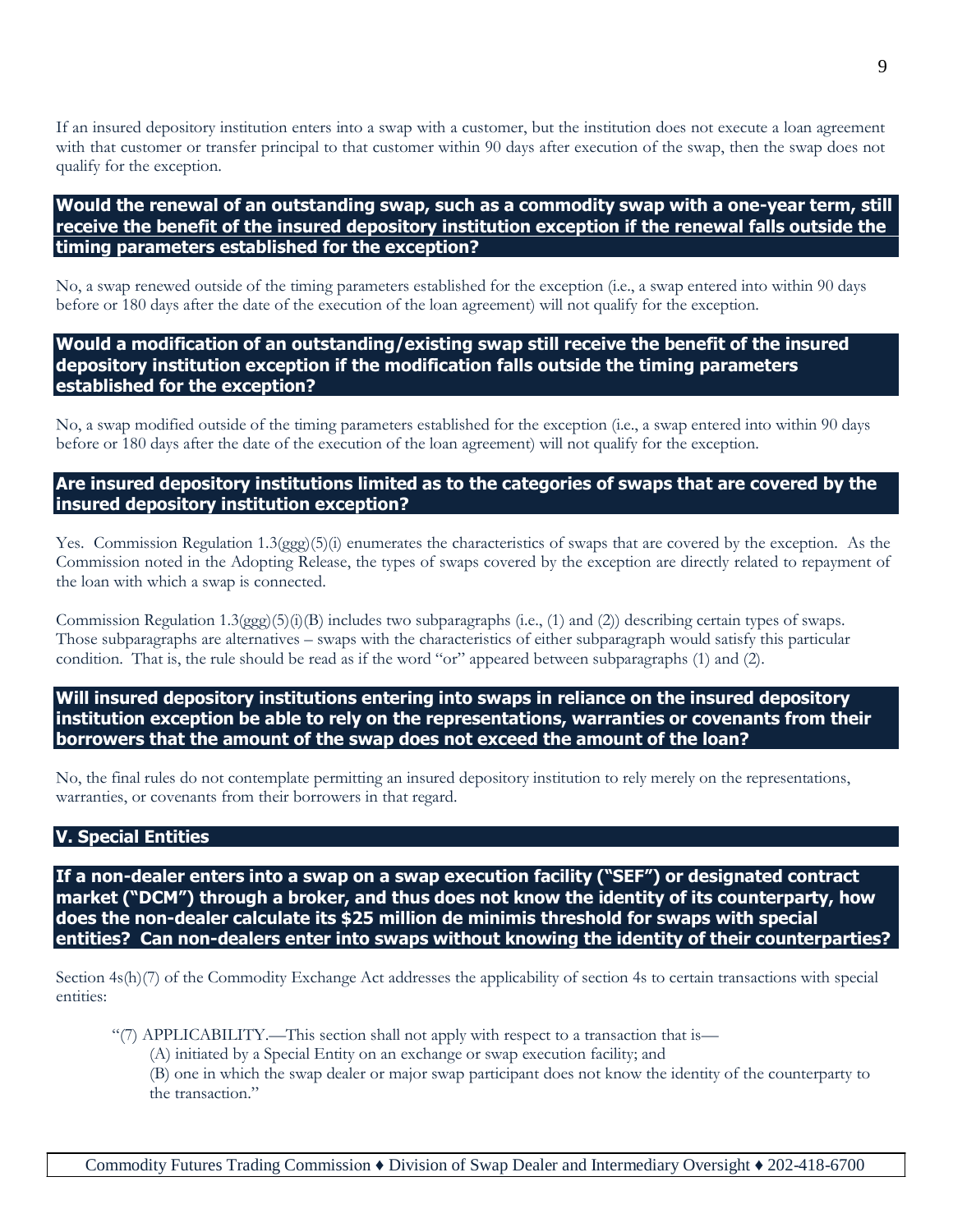If an insured depository institution enters into a swap with a customer, but the institution does not execute a loan agreement with that customer or transfer principal to that customer within 90 days after execution of the swap, then the swap does not qualify for the exception.

### Would the renewal of an outstanding swap, such as a commodity swap with a one-year term, still receive the benefit of the insured depository institution exception if the renewal falls outside the timing parameters established for the exception?

No, a swap renewed outside of the timing parameters established for the exception (i.e., a swap entered into within 90 days before or 180 days after the date of the execution of the loan agreement) will not qualify for the exception.

### Would a modification of an outstanding/existing swap still receive the benefit of the insured depository institution exception if the modification falls outside the timing parameters established for the exception?

No, a swap modified outside of the timing parameters established for the exception (i.e., a swap entered into within 90 days before or 180 days after the date of the execution of the loan agreement) will not qualify for the exception.

### Are insured depository institutions limited as to the categories of swaps that are covered by the insured depository institution exception?

Yes. Commission Regulation 1.3(ggg)(5)(i) enumerates the characteristics of swaps that are covered by the exception. As the Commission noted in the Adopting Release, the types of swaps covered by the exception are directly related to repayment of the loan with which a swap is connected.

Commission Regulation 1.3(ggg)(5)(i)(B) includes two subparagraphs (i.e., (1) and (2)) describing certain types of swaps. Those subparagraphs are alternatives – swaps with the characteristics of either subparagraph would satisfy this particular condition. That is, the rule should be read as if the word "or" appeared between subparagraphs (1) and (2).

### Will insured depository institutions entering into swaps in reliance on the insured depository institution exception be able to rely on the representations, warranties or covenants from their borrowers that the amount of the swap does not exceed the amount of the loan?

No, the final rules do not contemplate permitting an insured depository institution to rely merely on the representations, warranties, or covenants from their borrowers in that regard.

## V. Special Entities

### If a non-dealer enters into a swap on a swap execution facility ("SEF") or designated contract market ("DCM") through a broker, and thus does not know the identity of its counterparty, how does the non-dealer calculate its $25 million de minimis threshold for swaps with special entities? Can non-dealers enter into swaps without knowing the identity of their counterparties?

Section 4s(h)(7) of the Commodity Exchange Act addresses the applicability of section 4s to certain transactions with special entities:

> "(7) APPLICABILITY.—This section shall not apply with respect to a transaction that is—
>
> (A) initiated by a Special Entity on an exchange or swap execution facility; and
>
> (B) one in which the swap dealer or major swap participant does not know the identity of the counterparty to the transaction."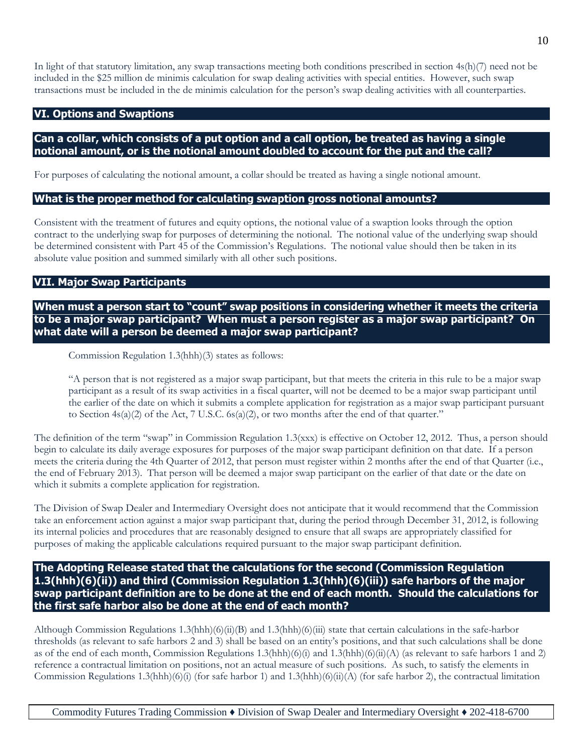In light of that statutory limitation, any swap transactions meeting both conditions prescribed in section 4s(h)(7) need not be included in the $25 million de minimis calculation for swap dealing activities with special entities. However, such swap transactions must be included in the de minimis calculation for the person's swap dealing activities with all counterparties.

## VI. Options and Swaptions

### Can a collar, which consists of a put option and a call option, be treated as having a single notional amount, or is the notional amount doubled to account for the put and the call?

For purposes of calculating the notional amount, a collar should be treated as having a single notional amount.

### What is the proper method for calculating swaption gross notional amounts?

Consistent with the treatment of futures and equity options, the notional value of a swaption looks through the option contract to the underlying swap for purposes of determining the notional. The notional value of the underlying swap should be determined consistent with Part 45 of the Commission's Regulations. The notional value should then be taken in its absolute value position and summed similarly with all other such positions.

## VII. Major Swap Participants

### When must a person start to "count" swap positions in considering whether it meets the criteria to be a major swap participant? When must a person register as a major swap participant? On what date will a person be deemed a major swap participant?

Commission Regulation 1.3(hhh)(3) states as follows:

> "A person that is not registered as a major swap participant, but that meets the criteria in this rule to be a major swap participant as a result of its swap activities in a fiscal quarter, will not be deemed to be a major swap participant until the earlier of the date on which it submits a complete application for registration as a major swap participant pursuant to Section 4s(a)(2) of the Act, 7 U.S.C. 6s(a)(2), or two months after the end of that quarter."

The definition of the term "swap" in Commission Regulation 1.3(xxx) is effective on October 12, 2012. Thus, a person should begin to calculate its daily average exposures for purposes of the major swap participant definition on that date. If a person meets the criteria during the 4th Quarter of 2012, that person must register within 2 months after the end of that Quarter (i.e., the end of February 2013). That person will be deemed a major swap participant on the earlier of that date or the date on which it submits a complete application for registration.

The Division of Swap Dealer and Intermediary Oversight does not anticipate that it would recommend that the Commission take an enforcement action against a major swap participant that, during the period through December 31, 2012, is following its internal policies and procedures that are reasonably designed to ensure that all swaps are appropriately classified for purposes of making the applicable calculations required pursuant to the major swap participant definition.

### The Adopting Release stated that the calculations for the second (Commission Regulation 1.3(hhh)(6)(ii)) and third (Commission Regulation 1.3(hhh)(6)(iii)) safe harbors of the major swap participant definition are to be done at the end of each month. Should the calculations for the first safe harbor also be done at the end of each month?

Although Commission Regulations 1.3(hhh)(6)(ii)(B) and 1.3(hhh)(6)(iii) state that certain calculations in the safe-harbor thresholds (as relevant to safe harbors 2 and 3) shall be based on an entity's positions, and that such calculations shall be done as of the end of each month, Commission Regulations 1.3(hhh)(6)(i) and 1.3(hhh)(6)(ii)(A) (as relevant to safe harbors 1 and 2) reference a contractual limitation on positions, not an actual measure of such positions. As such, to satisfy the elements in Commission Regulations 1.3(hhh)(6)(i) (for safe harbor 1) and 1.3(hhh)(6)(ii)(A) (for safe harbor 2), the contractual limitation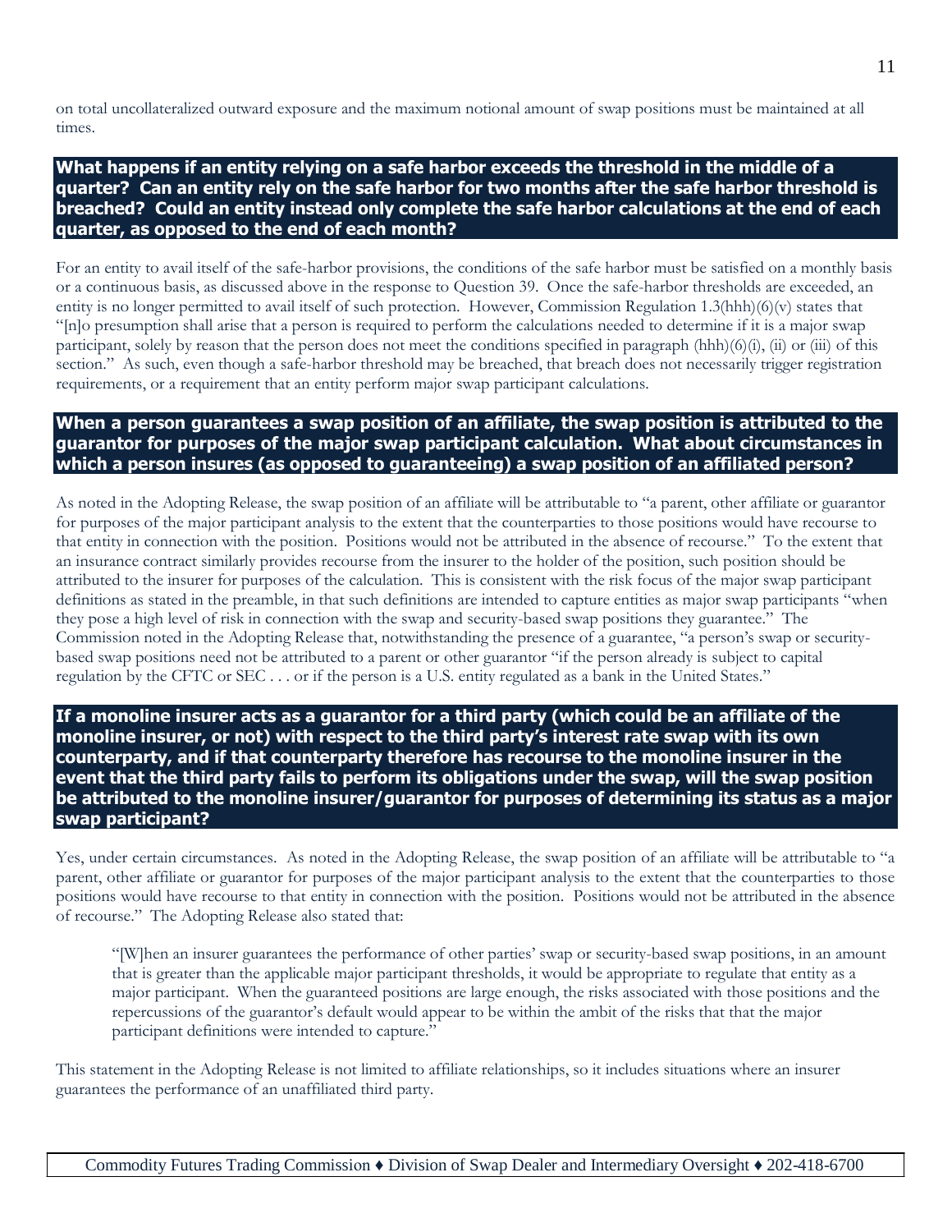on total uncollateralized outward exposure and the maximum notional amount of swap positions must be maintained at all times.

### What happens if an entity relying on a safe harbor exceeds the threshold in the middle of a quarter? Can an entity rely on the safe harbor for two months after the safe harbor threshold is breached? Could an entity instead only complete the safe harbor calculations at the end of each quarter, as opposed to the end of each month?

For an entity to avail itself of the safe-harbor provisions, the conditions of the safe harbor must be satisfied on a monthly basis or a continuous basis, as discussed above in the response to Question 39. Once the safe-harbor thresholds are exceeded, an entity is no longer permitted to avail itself of such protection. However, Commission Regulation 1.3(hhh)(6)(v) states that "[n]o presumption shall arise that a person is required to perform the calculations needed to determine if it is a major swap participant, solely by reason that the person does not meet the conditions specified in paragraph (hhh)(6)(i), (ii) or (iii) of this section." As such, even though a safe-harbor threshold may be breached, that breach does not necessarily trigger registration requirements, or a requirement that an entity perform major swap participant calculations.

### When a person guarantees a swap position of an affiliate, the swap position is attributed to the guarantor for purposes of the major swap participant calculation. What about circumstances in which a person insures (as opposed to guaranteeing) a swap position of an affiliated person?

As noted in the Adopting Release, the swap position of an affiliate will be attributable to "a parent, other affiliate or guarantor for purposes of the major participant analysis to the extent that the counterparties to those positions would have recourse to that entity in connection with the position. Positions would not be attributed in the absence of recourse." To the extent that an insurance contract similarly provides recourse from the insurer to the holder of the position, such position should be attributed to the insurer for purposes of the calculation. This is consistent with the risk focus of the major swap participant definitions as stated in the preamble, in that such definitions are intended to capture entities as major swap participants "when they pose a high level of risk in connection with the swap and security-based swap positions they guarantee." The Commission noted in the Adopting Release that, notwithstanding the presence of a guarantee, "a person's swap or security-based swap positions need not be attributed to a parent or other guarantor "if the person already is subject to capital regulation by the CFTC or SEC . . . or if the person is a U.S. entity regulated as a bank in the United States."

### If a monoline insurer acts as a guarantor for a third party (which could be an affiliate of the monoline insurer, or not) with respect to the third party's interest rate swap with its own counterparty, and if that counterparty therefore has recourse to the monoline insurer in the event that the third party fails to perform its obligations under the swap, will the swap position be attributed to the monoline insurer/guarantor for purposes of determining its status as a major swap participant?

Yes, under certain circumstances. As noted in the Adopting Release, the swap position of an affiliate will be attributable to "a parent, other affiliate or guarantor for purposes of the major participant analysis to the extent that the counterparties to those positions would have recourse to that entity in connection with the position. Positions would not be attributed in the absence of recourse." The Adopting Release also stated that:

> "[W]hen an insurer guarantees the performance of other parties' swap or security-based swap positions, in an amount that is greater than the applicable major participant thresholds, it would be appropriate to regulate that entity as a major participant. When the guaranteed positions are large enough, the risks associated with those positions and the repercussions of the guarantor's default would appear to be within the ambit of the risks that that the major participant definitions were intended to capture."

This statement in the Adopting Release is not limited to affiliate relationships, so it includes situations where an insurer guarantees the performance of an unaffiliated third party.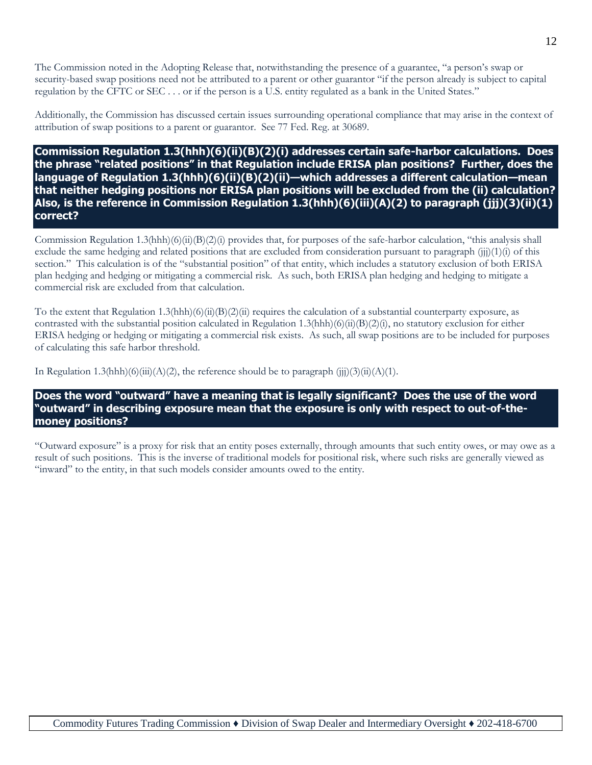The Commission noted in the Adopting Release that, notwithstanding the presence of a guarantee, "a person's swap or security-based swap positions need not be attributed to a parent or other guarantor "if the person already is subject to capital regulation by the CFTC or SEC . . . or if the person is a U.S. entity regulated as a bank in the United States."

Additionally, the Commission has discussed certain issues surrounding operational compliance that may arise in the context of attribution of swap positions to a parent or guarantor. See 77 Fed. Reg. at 30689.

### Commission Regulation 1.3(hhh)(6)(ii)(B)(2)(i) addresses certain safe-harbor calculations. Does the phrase "related positions" in that Regulation include ERISA plan positions? Further, does the language of Regulation 1.3(hhh)(6)(ii)(B)(2)(ii)—which addresses a different calculation—mean that neither hedging positions nor ERISA plan positions will be excluded from the (ii) calculation? Also, is the reference in Commission Regulation 1.3(hhh)(6)(iii)(A)(2) to paragraph (jjj)(3)(ii)(1) correct?

Commission Regulation 1.3(hhh)(6)(ii)(B)(2)(i) provides that, for purposes of the safe-harbor calculation, "this analysis shall exclude the same hedging and related positions that are excluded from consideration pursuant to paragraph (jjj)(1)(i) of this section." This calculation is of the "substantial position" of that entity, which includes a statutory exclusion of both ERISA plan hedging and hedging or mitigating a commercial risk. As such, both ERISA plan hedging and hedging to mitigate a commercial risk are excluded from that calculation.

To the extent that Regulation 1.3(hhh)(6)(ii)(B)(2)(ii) requires the calculation of a substantial counterparty exposure, as contrasted with the substantial position calculated in Regulation 1.3(hhh)(6)(ii)(B)(2)(i), no statutory exclusion for either ERISA hedging or hedging or mitigating a commercial risk exists. As such, all swap positions are to be included for purposes of calculating this safe harbor threshold.

In Regulation 1.3(hhh)(6)(iii)(A)(2), the reference should be to paragraph (jjj)(3)(ii)(A)(1).

### Does the word "outward" have a meaning that is legally significant? Does the use of the word "outward" in describing exposure mean that the exposure is only with respect to out-of-the-money positions?

"Outward exposure" is a proxy for risk that an entity poses externally, through amounts that such entity owes, or may owe as a result of such positions. This is the inverse of traditional models for positional risk, where such risks are generally viewed as "inward" to the entity, in that such models consider amounts owed to the entity.